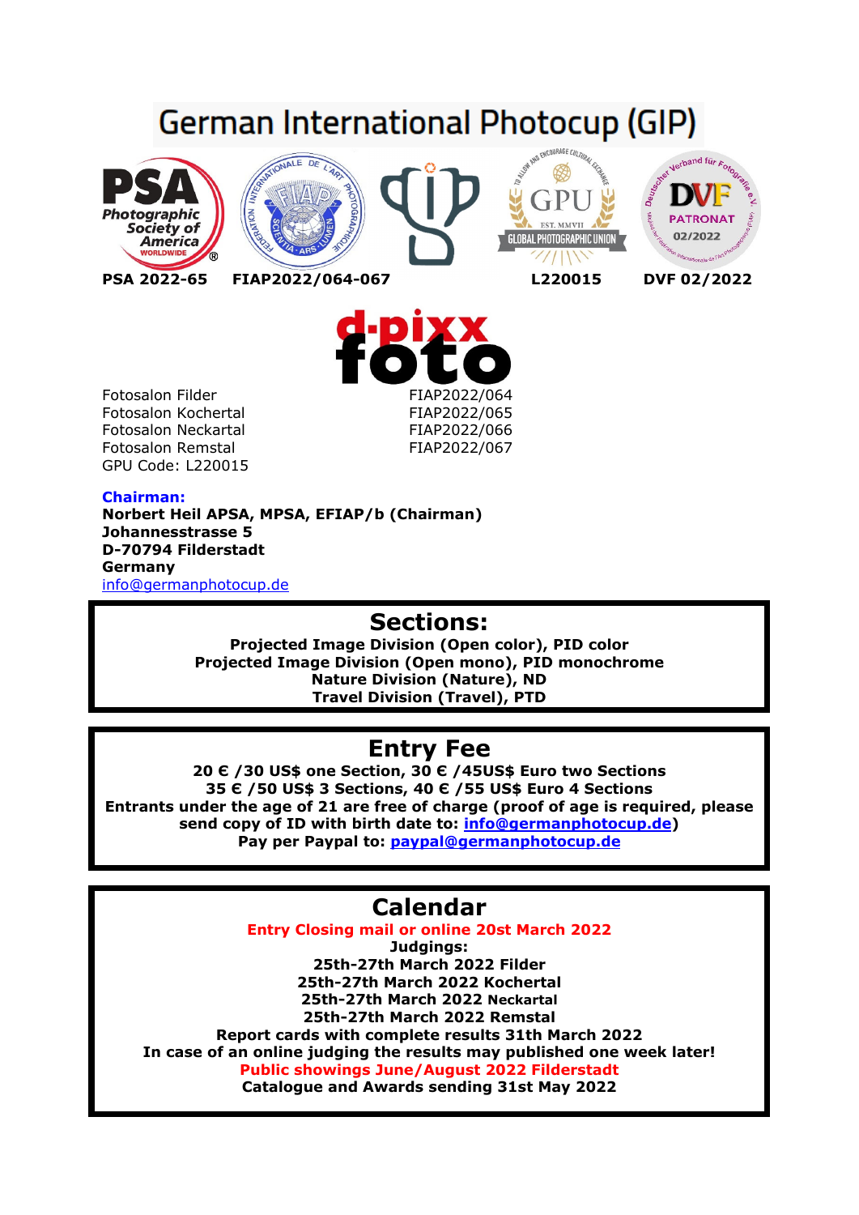# German International Photocup (GIP)

**PSA 2022-65** **FIAP2022/064-067** **L220015** **DVF 02/2022**

| | |
|---|---|
| Fotosalon Filder | FIAP2022/064 |
| Fotosalon Kochertal | FIAP2022/065 |
| Fotosalon Neckartal | FIAP2022/066 |
| Fotosalon Remstal | FIAP2022/067 |
| GPU Code: L220015 | |

**Chairman:**

**Norbert Heil APSA, MPSA, EFIAP/b (Chairman)**
**Johannesstrasse 5**
**D-70794 Filderstadt**
**Germany**
info@germanphotocup.de

## Sections:

**Projected Image Division (Open color), PID color**
**Projected Image Division (Open mono), PID monochrome**
**Nature Division (Nature), ND**
**Travel Division (Travel), PTD**

## Entry Fee

**20 € /30 US$ one Section, 30 € /45US$ Euro two Sections**
**35 € /50 US$ 3 Sections, 40 € /55 US$ Euro 4 Sections**
**Entrants under the age of 21 are free of charge (proof of age is required, please send copy of ID with birth date to: info@germanphotocup.de)**
**Pay per Paypal to: paypal@germanphotocup.de**

## Calendar

**Entry Closing mail or online 20st March 2022**
**Judgings:**
**25th-27th March 2022 Filder**
**25th-27th March 2022 Kochertal**
**25th-27th March 2022 Neckartal**
**25th-27th March 2022 Remstal**
**Report cards with complete results 31th March 2022**
**In case of an online judging the results may published one week later!**
**Public showings June/August 2022 Filderstadt**
**Catalogue and Awards sending 31st May 2022**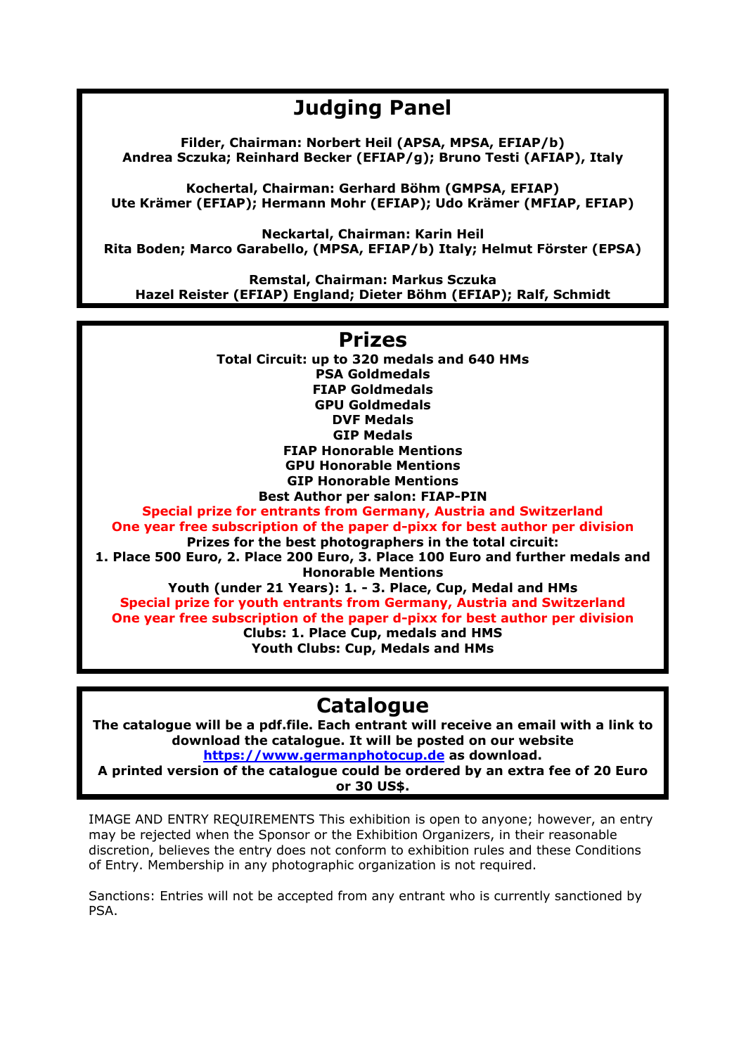## Judging Panel

**Filder, Chairman: Norbert Heil (APSA, MPSA, EFIAP/b)**
**Andrea Sczuka; Reinhard Becker (EFIAP/g); Bruno Testi (AFIAP), Italy**

**Kochertal, Chairman: Gerhard Böhm (GMPSA, EFIAP)**
**Ute Krämer (EFIAP); Hermann Mohr (EFIAP); Udo Krämer (MFIAP, EFIAP)**

**Neckartal, Chairman: Karin Heil**
**Rita Boden; Marco Garabello, (MPSA, EFIAP/b) Italy; Helmut Förster (EPSA)**

**Remstal, Chairman: Markus Sczuka**
**Hazel Reister (EFIAP) England; Dieter Böhm (EFIAP); Ralf, Schmidt**

## Prizes

**Total Circuit: up to 320 medals and 640 HMs**
**PSA Goldmedals**
**FIAP Goldmedals**
**GPU Goldmedals**
**DVF Medals**
**GIP Medals**
**FIAP Honorable Mentions**
**GPU Honorable Mentions**
**GIP Honorable Mentions**
**Best Author per salon: FIAP-PIN**
**Special prize for entrants from Germany, Austria and Switzerland**
**One year free subscription of the paper d-pixx for best author per division**
**Prizes for the best photographers in the total circuit:**
**1. Place 500 Euro, 2. Place 200 Euro, 3. Place 100 Euro and further medals and Honorable Mentions**
**Youth (under 21 Years): 1. - 3. Place, Cup, Medal and HMs**
**Special prize for youth entrants from Germany, Austria and Switzerland**
**One year free subscription of the paper d-pixx for best author per division**
**Clubs: 1. Place Cup, medals and HMS**
**Youth Clubs: Cup, Medals and HMs**

## Catalogue

**The catalogue will be a pdf.file. Each entrant will receive an email with a link to download the catalogue. It will be posted on our website [https://www.germanphotocup.de](https://www.germanphotocup.de) as download.**
**A printed version of the catalogue could be ordered by an extra fee of 20 Euro or 30 US$.**

IMAGE AND ENTRY REQUIREMENTS This exhibition is open to anyone; however, an entry may be rejected when the Sponsor or the Exhibition Organizers, in their reasonable discretion, believes the entry does not conform to exhibition rules and these Conditions of Entry. Membership in any photographic organization is not required.

Sanctions: Entries will not be accepted from any entrant who is currently sanctioned by PSA.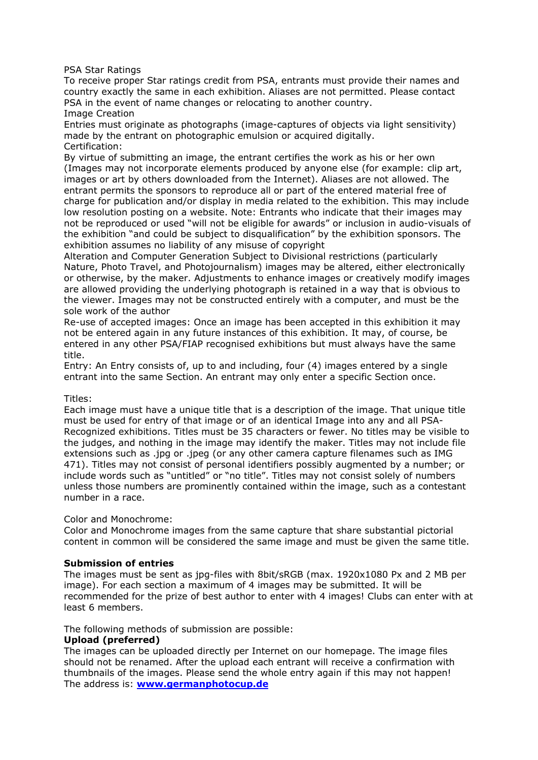PSA Star Ratings
To receive proper Star ratings credit from PSA, entrants must provide their names and country exactly the same in each exhibition. Aliases are not permitted. Please contact PSA in the event of name changes or relocating to another country.
Image Creation
Entries must originate as photographs (image-captures of objects via light sensitivity) made by the entrant on photographic emulsion or acquired digitally.
Certification:
By virtue of submitting an image, the entrant certifies the work as his or her own (Images may not incorporate elements produced by anyone else (for example: clip art, images or art by others downloaded from the Internet). Aliases are not allowed. The entrant permits the sponsors to reproduce all or part of the entered material free of charge for publication and/or display in media related to the exhibition. This may include low resolution posting on a website. Note: Entrants who indicate that their images may not be reproduced or used "will not be eligible for awards" or inclusion in audio-visuals of the exhibition "and could be subject to disqualification" by the exhibition sponsors. The exhibition assumes no liability of any misuse of copyright
Alteration and Computer Generation Subject to Divisional restrictions (particularly Nature, Photo Travel, and Photojournalism) images may be altered, either electronically or otherwise, by the maker. Adjustments to enhance images or creatively modify images are allowed providing the underlying photograph is retained in a way that is obvious to the viewer. Images may not be constructed entirely with a computer, and must be the sole work of the author
Re-use of accepted images: Once an image has been accepted in this exhibition it may not be entered again in any future instances of this exhibition. It may, of course, be entered in any other PSA/FIAP recognised exhibitions but must always have the same title.
Entry: An Entry consists of, up to and including, four (4) images entered by a single entrant into the same Section. An entrant may only enter a specific Section once.

Titles:
Each image must have a unique title that is a description of the image. That unique title must be used for entry of that image or of an identical Image into any and all PSA-Recognized exhibitions. Titles must be 35 characters or fewer. No titles may be visible to the judges, and nothing in the image may identify the maker. Titles may not include file extensions such as .jpg or .jpeg (or any other camera capture filenames such as IMG 471). Titles may not consist of personal identifiers possibly augmented by a number; or include words such as "untitled" or "no title". Titles may not consist solely of numbers unless those numbers are prominently contained within the image, such as a contestant number in a race.

Color and Monochrome:
Color and Monochrome images from the same capture that share substantial pictorial content in common will be considered the same image and must be given the same title.

**Submission of entries**
The images must be sent as jpg-files with 8bit/sRGB (max. 1920x1080 Px and 2 MB per image). For each section a maximum of 4 images may be submitted. It will be recommended for the prize of best author to enter with 4 images! Clubs can enter with at least 6 members.

The following methods of submission are possible:
**Upload (preferred)**
The images can be uploaded directly per Internet on our homepage. The image files should not be renamed. After the upload each entrant will receive a confirmation with thumbnails of the images. Please send the whole entry again if this may not happen!
The address is: **www.germanphotocup.de**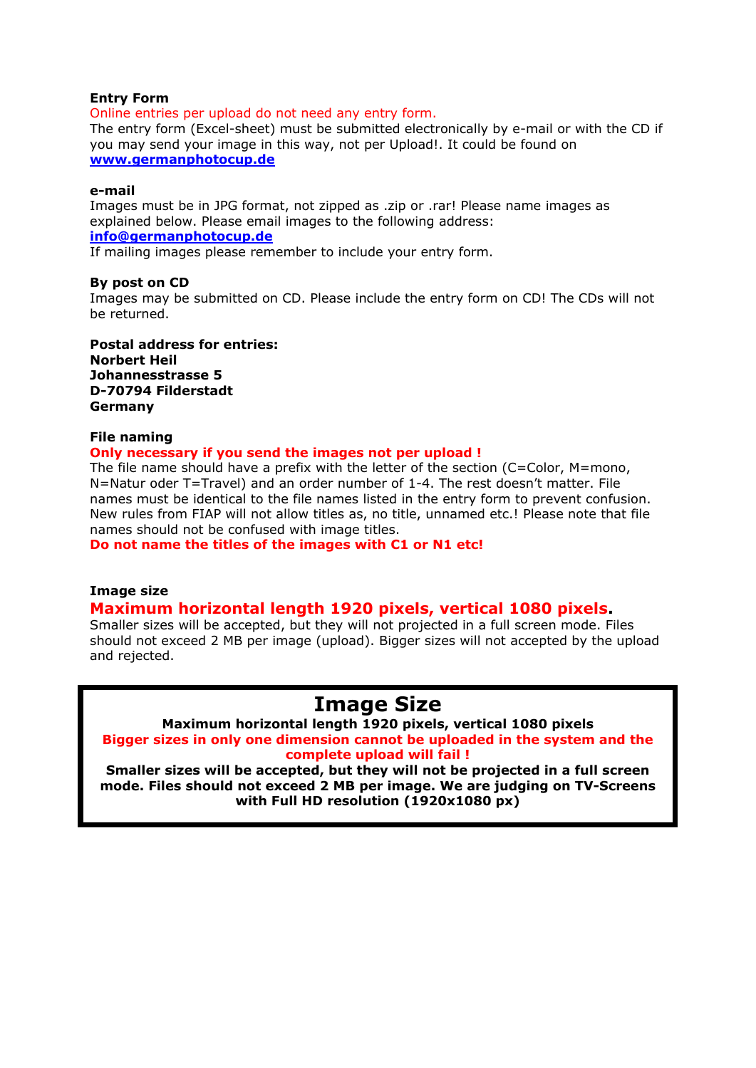**Entry Form**

Online entries per upload do not need any entry form.

The entry form (Excel-sheet) must be submitted electronically by e-mail or with the CD if you may send your image in this way, not per Upload!. It could be found on **www.germanphotocup.de**

**e-mail**

Images must be in JPG format, not zipped as .zip or .rar! Please name images as explained below. Please email images to the following address:
**info@germanphotocup.de**
If mailing images please remember to include your entry form.

**By post on CD**

Images may be submitted on CD. Please include the entry form on CD! The CDs will not be returned.

**Postal address for entries:**
**Norbert Heil**
**Johannesstrasse 5**
**D-70794 Filderstadt**
**Germany**

**File naming**

**Only necessary if you send the images not per upload !**

The file name should have a prefix with the letter of the section (C=Color, M=mono, N=Natur oder T=Travel) and an order number of 1-4. The rest doesn't matter. File names must be identical to the file names listed in the entry form to prevent confusion. New rules from FIAP will not allow titles as, no title, unnamed etc.! Please note that file names should not be confused with image titles.

**Do not name the titles of the images with C1 or N1 etc!**

**Image size**

**Maximum horizontal length 1920 pixels, vertical 1080 pixels.**

Smaller sizes will be accepted, but they will not projected in a full screen mode. Files should not exceed 2 MB per image (upload). Bigger sizes will not accepted by the upload and rejected.

## Image Size

**Maximum horizontal length 1920 pixels, vertical 1080 pixels**

**Bigger sizes in only one dimension cannot be uploaded in the system and the complete upload will fail !**

**Smaller sizes will be accepted, but they will not be projected in a full screen mode. Files should not exceed 2 MB per image. We are judging on TV-Screens with Full HD resolution (1920x1080 px)**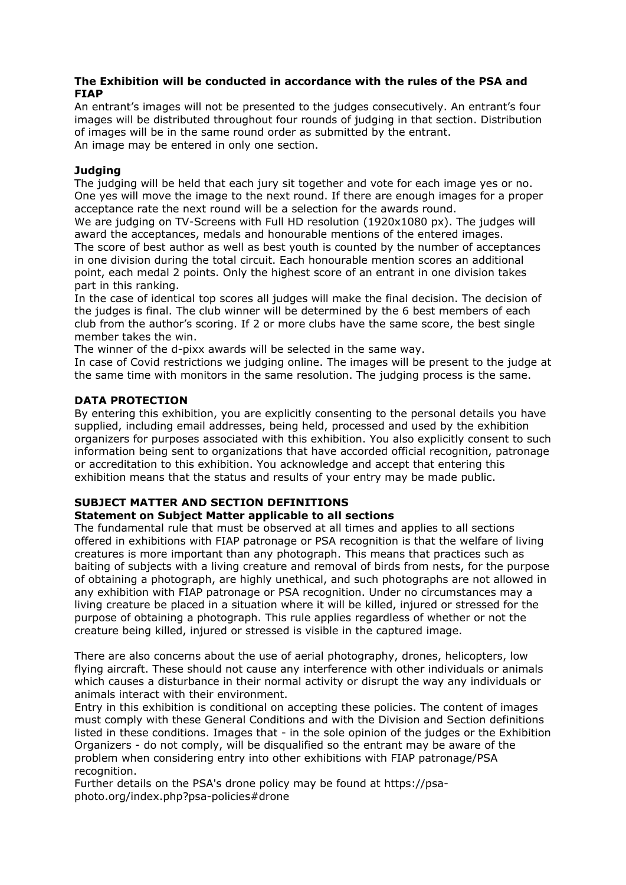**The Exhibition will be conducted in accordance with the rules of the PSA and FIAP**

An entrant's images will not be presented to the judges consecutively. An entrant's four images will be distributed throughout four rounds of judging in that section. Distribution of images will be in the same round order as submitted by the entrant.
An image may be entered in only one section.

**Judging**

The judging will be held that each jury sit together and vote for each image yes or no. One yes will move the image to the next round. If there are enough images for a proper acceptance rate the next round will be a selection for the awards round.
We are judging on TV-Screens with Full HD resolution (1920x1080 px). The judges will award the acceptances, medals and honourable mentions of the entered images.
The score of best author as well as best youth is counted by the number of acceptances in one division during the total circuit. Each honourable mention scores an additional point, each medal 2 points. Only the highest score of an entrant in one division takes part in this ranking.
In the case of identical top scores all judges will make the final decision. The decision of the judges is final. The club winner will be determined by the 6 best members of each club from the author's scoring. If 2 or more clubs have the same score, the best single member takes the win.
The winner of the d-pixx awards will be selected in the same way.
In case of Covid restrictions we judging online. The images will be present to the judge at the same time with monitors in the same resolution. The judging process is the same.

**DATA PROTECTION**

By entering this exhibition, you are explicitly consenting to the personal details you have supplied, including email addresses, being held, processed and used by the exhibition organizers for purposes associated with this exhibition. You also explicitly consent to such information being sent to organizations that have accorded official recognition, patronage or accreditation to this exhibition. You acknowledge and accept that entering this exhibition means that the status and results of your entry may be made public.

**SUBJECT MATTER AND SECTION DEFINITIONS**
**Statement on Subject Matter applicable to all sections**

The fundamental rule that must be observed at all times and applies to all sections offered in exhibitions with FIAP patronage or PSA recognition is that the welfare of living creatures is more important than any photograph. This means that practices such as baiting of subjects with a living creature and removal of birds from nests, for the purpose of obtaining a photograph, are highly unethical, and such photographs are not allowed in any exhibition with FIAP patronage or PSA recognition. Under no circumstances may a living creature be placed in a situation where it will be killed, injured or stressed for the purpose of obtaining a photograph. This rule applies regardless of whether or not the creature being killed, injured or stressed is visible in the captured image.

There are also concerns about the use of aerial photography, drones, helicopters, low flying aircraft. These should not cause any interference with other individuals or animals which causes a disturbance in their normal activity or disrupt the way any individuals or animals interact with their environment.
Entry in this exhibition is conditional on accepting these policies. The content of images must comply with these General Conditions and with the Division and Section definitions listed in these conditions. Images that - in the sole opinion of the judges or the Exhibition Organizers - do not comply, will be disqualified so the entrant may be aware of the problem when considering entry into other exhibitions with FIAP patronage/PSA recognition.
Further details on the PSA's drone policy may be found at https://psa-photo.org/index.php?psa-policies#drone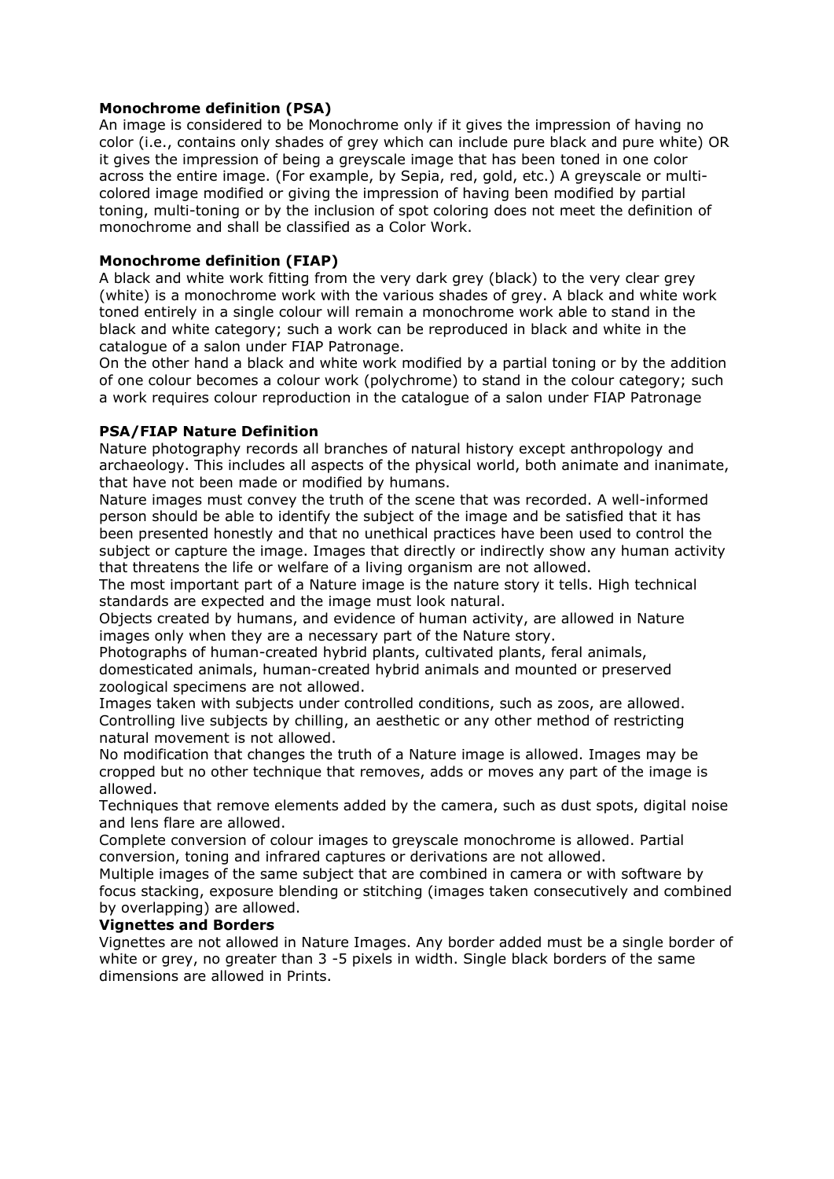**Monochrome definition (PSA)**

An image is considered to be Monochrome only if it gives the impression of having no color (i.e., contains only shades of grey which can include pure black and pure white) OR it gives the impression of being a greyscale image that has been toned in one color across the entire image. (For example, by Sepia, red, gold, etc.) A greyscale or multi-colored image modified or giving the impression of having been modified by partial toning, multi-toning or by the inclusion of spot coloring does not meet the definition of monochrome and shall be classified as a Color Work.

**Monochrome definition (FIAP)**

A black and white work fitting from the very dark grey (black) to the very clear grey (white) is a monochrome work with the various shades of grey. A black and white work toned entirely in a single colour will remain a monochrome work able to stand in the black and white category; such a work can be reproduced in black and white in the catalogue of a salon under FIAP Patronage.

On the other hand a black and white work modified by a partial toning or by the addition of one colour becomes a colour work (polychrome) to stand in the colour category; such a work requires colour reproduction in the catalogue of a salon under FIAP Patronage

**PSA/FIAP Nature Definition**

Nature photography records all branches of natural history except anthropology and archaeology. This includes all aspects of the physical world, both animate and inanimate, that have not been made or modified by humans.

Nature images must convey the truth of the scene that was recorded. A well-informed person should be able to identify the subject of the image and be satisfied that it has been presented honestly and that no unethical practices have been used to control the subject or capture the image. Images that directly or indirectly show any human activity that threatens the life or welfare of a living organism are not allowed.

The most important part of a Nature image is the nature story it tells. High technical standards are expected and the image must look natural.

Objects created by humans, and evidence of human activity, are allowed in Nature images only when they are a necessary part of the Nature story.

Photographs of human-created hybrid plants, cultivated plants, feral animals, domesticated animals, human-created hybrid animals and mounted or preserved zoological specimens are not allowed.

Images taken with subjects under controlled conditions, such as zoos, are allowed.

Controlling live subjects by chilling, an aesthetic or any other method of restricting natural movement is not allowed.

No modification that changes the truth of a Nature image is allowed. Images may be cropped but no other technique that removes, adds or moves any part of the image is allowed.

Techniques that remove elements added by the camera, such as dust spots, digital noise and lens flare are allowed.

Complete conversion of colour images to greyscale monochrome is allowed. Partial conversion, toning and infrared captures or derivations are not allowed.

Multiple images of the same subject that are combined in camera or with software by focus stacking, exposure blending or stitching (images taken consecutively and combined by overlapping) are allowed.

**Vignettes and Borders**

Vignettes are not allowed in Nature Images. Any border added must be a single border of white or grey, no greater than 3 -5 pixels in width. Single black borders of the same dimensions are allowed in Prints.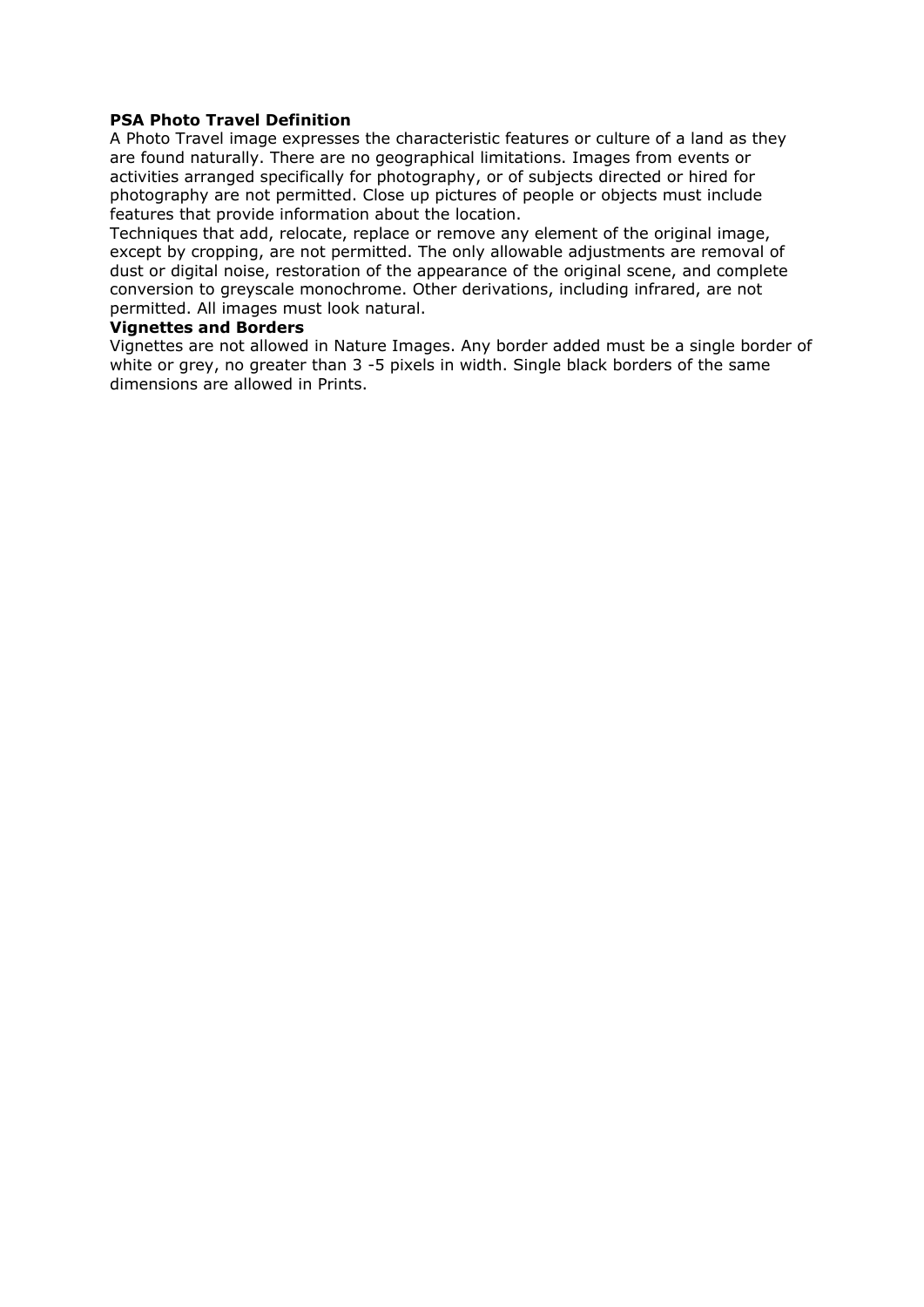**PSA Photo Travel Definition**

A Photo Travel image expresses the characteristic features or culture of a land as they are found naturally. There are no geographical limitations. Images from events or activities arranged specifically for photography, or of subjects directed or hired for photography are not permitted. Close up pictures of people or objects must include features that provide information about the location.

Techniques that add, relocate, replace or remove any element of the original image, except by cropping, are not permitted. The only allowable adjustments are removal of dust or digital noise, restoration of the appearance of the original scene, and complete conversion to greyscale monochrome. Other derivations, including infrared, are not permitted. All images must look natural.

**Vignettes and Borders**

Vignettes are not allowed in Nature Images. Any border added must be a single border of white or grey, no greater than 3 -5 pixels in width. Single black borders of the same dimensions are allowed in Prints.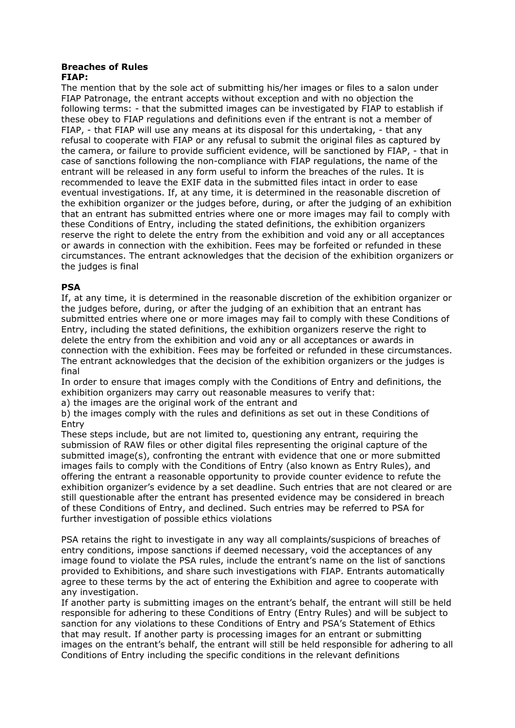**Breaches of Rules**
**FIAP:**

The mention that by the sole act of submitting his/her images or files to a salon under FIAP Patronage, the entrant accepts without exception and with no objection the following terms: - that the submitted images can be investigated by FIAP to establish if these obey to FIAP regulations and definitions even if the entrant is not a member of FIAP, - that FIAP will use any means at its disposal for this undertaking, - that any refusal to cooperate with FIAP or any refusal to submit the original files as captured by the camera, or failure to provide sufficient evidence, will be sanctioned by FIAP, - that in case of sanctions following the non-compliance with FIAP regulations, the name of the entrant will be released in any form useful to inform the breaches of the rules. It is recommended to leave the EXIF data in the submitted files intact in order to ease eventual investigations. If, at any time, it is determined in the reasonable discretion of the exhibition organizer or the judges before, during, or after the judging of an exhibition that an entrant has submitted entries where one or more images may fail to comply with these Conditions of Entry, including the stated definitions, the exhibition organizers reserve the right to delete the entry from the exhibition and void any or all acceptances or awards in connection with the exhibition. Fees may be forfeited or refunded in these circumstances. The entrant acknowledges that the decision of the exhibition organizers or the judges is final

**PSA**

If, at any time, it is determined in the reasonable discretion of the exhibition organizer or the judges before, during, or after the judging of an exhibition that an entrant has submitted entries where one or more images may fail to comply with these Conditions of Entry, including the stated definitions, the exhibition organizers reserve the right to delete the entry from the exhibition and void any or all acceptances or awards in connection with the exhibition. Fees may be forfeited or refunded in these circumstances. The entrant acknowledges that the decision of the exhibition organizers or the judges is final

In order to ensure that images comply with the Conditions of Entry and definitions, the exhibition organizers may carry out reasonable measures to verify that:

a) the images are the original work of the entrant and

b) the images comply with the rules and definitions as set out in these Conditions of Entry

These steps include, but are not limited to, questioning any entrant, requiring the submission of RAW files or other digital files representing the original capture of the submitted image(s), confronting the entrant with evidence that one or more submitted images fails to comply with the Conditions of Entry (also known as Entry Rules), and offering the entrant a reasonable opportunity to provide counter evidence to refute the exhibition organizer's evidence by a set deadline. Such entries that are not cleared or are still questionable after the entrant has presented evidence may be considered in breach of these Conditions of Entry, and declined. Such entries may be referred to PSA for further investigation of possible ethics violations

PSA retains the right to investigate in any way all complaints/suspicions of breaches of entry conditions, impose sanctions if deemed necessary, void the acceptances of any image found to violate the PSA rules, include the entrant's name on the list of sanctions provided to Exhibitions, and share such investigations with FIAP. Entrants automatically agree to these terms by the act of entering the Exhibition and agree to cooperate with any investigation.

If another party is submitting images on the entrant's behalf, the entrant will still be held responsible for adhering to these Conditions of Entry (Entry Rules) and will be subject to sanction for any violations to these Conditions of Entry and PSA's Statement of Ethics that may result. If another party is processing images for an entrant or submitting images on the entrant's behalf, the entrant will still be held responsible for adhering to all Conditions of Entry including the specific conditions in the relevant definitions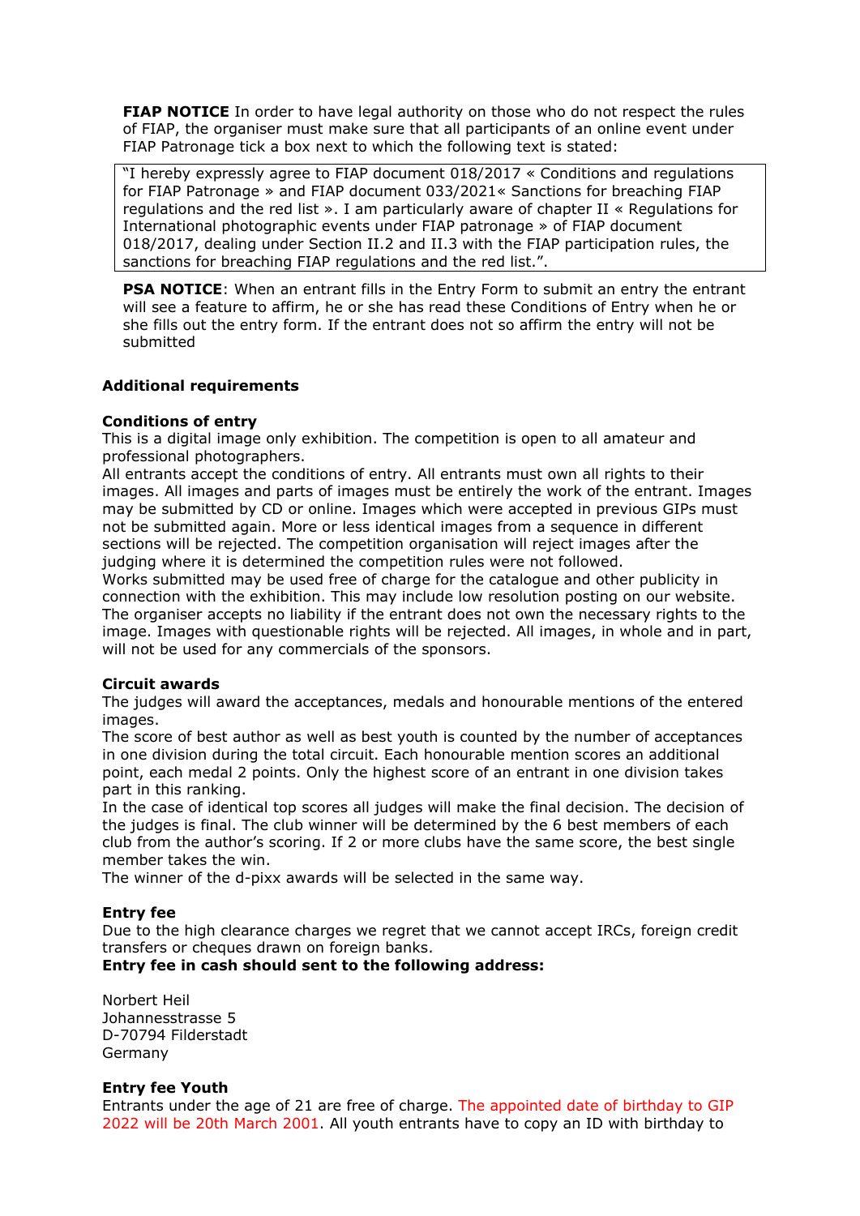**FIAP NOTICE** In order to have legal authority on those who do not respect the rules of FIAP, the organiser must make sure that all participants of an online event under FIAP Patronage tick a box next to which the following text is stated:

> "I hereby expressly agree to FIAP document 018/2017 « Conditions and regulations for FIAP Patronage » and FIAP document 033/2021« Sanctions for breaching FIAP regulations and the red list ». I am particularly aware of chapter II « Regulations for International photographic events under FIAP patronage » of FIAP document 018/2017, dealing under Section II.2 and II.3 with the FIAP participation rules, the sanctions for breaching FIAP regulations and the red list.".

**PSA NOTICE**: When an entrant fills in the Entry Form to submit an entry the entrant will see a feature to affirm, he or she has read these Conditions of Entry when he or she fills out the entry form. If the entrant does not so affirm the entry will not be submitted

**Additional requirements**

**Conditions of entry**

This is a digital image only exhibition. The competition is open to all amateur and professional photographers.
All entrants accept the conditions of entry. All entrants must own all rights to their images. All images and parts of images must be entirely the work of the entrant. Images may be submitted by CD or online. Images which were accepted in previous GIPs must not be submitted again. More or less identical images from a sequence in different sections will be rejected. The competition organisation will reject images after the judging where it is determined the competition rules were not followed.
Works submitted may be used free of charge for the catalogue and other publicity in connection with the exhibition. This may include low resolution posting on our website. The organiser accepts no liability if the entrant does not own the necessary rights to the image. Images with questionable rights will be rejected. All images, in whole and in part, will not be used for any commercials of the sponsors.

**Circuit awards**

The judges will award the acceptances, medals and honourable mentions of the entered images.
The score of best author as well as best youth is counted by the number of acceptances in one division during the total circuit. Each honourable mention scores an additional point, each medal 2 points. Only the highest score of an entrant in one division takes part in this ranking.
In the case of identical top scores all judges will make the final decision. The decision of the judges is final. The club winner will be determined by the 6 best members of each club from the author's scoring. If 2 or more clubs have the same score, the best single member takes the win.
The winner of the d-pixx awards will be selected in the same way.

**Entry fee**

Due to the high clearance charges we regret that we cannot accept IRCs, foreign credit transfers or cheques drawn on foreign banks.
**Entry fee in cash should sent to the following address:**

Norbert Heil
Johannesstrasse 5
D-70794 Filderstadt
Germany

**Entry fee Youth**

Entrants under the age of 21 are free of charge. The appointed date of birthday to GIP 2022 will be 20th March 2001. All youth entrants have to copy an ID with birthday to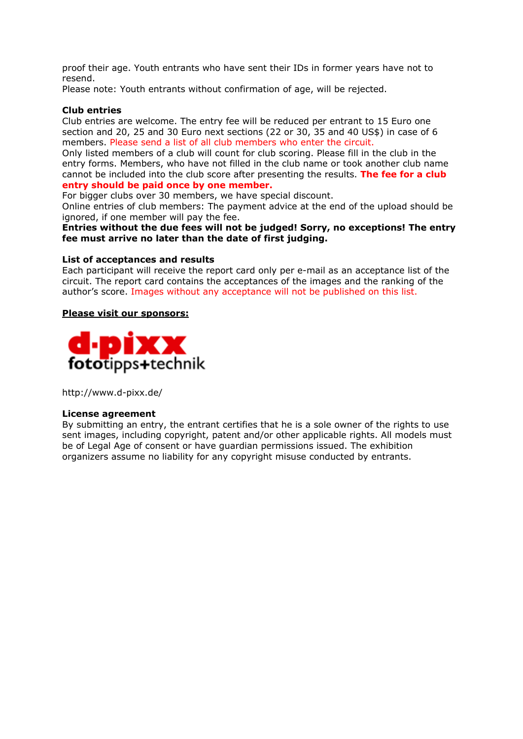proof their age. Youth entrants who have sent their IDs in former years have not to resend.
Please note: Youth entrants without confirmation of age, will be rejected.

**Club entries**

Club entries are welcome. The entry fee will be reduced per entrant to 15 Euro one section and 20, 25 and 30 Euro next sections (22 or 30, 35 and 40 US$) in case of 6 members. Please send a list of all club members who enter the circuit.
Only listed members of a club will count for club scoring. Please fill in the club in the entry forms. Members, who have not filled in the club name or took another club name cannot be included into the club score after presenting the results. **The fee for a club entry should be paid once by one member.**
For bigger clubs over 30 members, we have special discount.
Online entries of club members: The payment advice at the end of the upload should be ignored, if one member will pay the fee.
**Entries without the due fees will not be judged! Sorry, no exceptions! The entry fee must arrive no later than the date of first judging.**

**List of acceptances and results**

Each participant will receive the report card only per e-mail as an acceptance list of the circuit. The report card contains the acceptances of the images and the ranking of the author's score. Images without any acceptance will not be published on this list.

**Please visit our sponsors:**

d·pixx fototipps+technik

http://www.d-pixx.de/

**License agreement**

By submitting an entry, the entrant certifies that he is a sole owner of the rights to use sent images, including copyright, patent and/or other applicable rights. All models must be of Legal Age of consent or have guardian permissions issued. The exhibition organizers assume no liability for any copyright misuse conducted by entrants.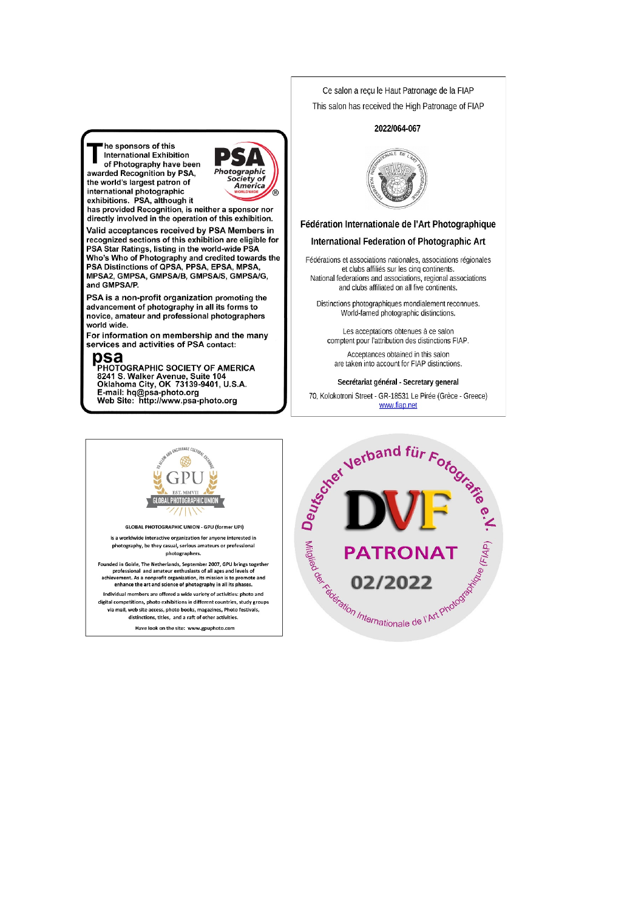The sponsors of this International Exhibition of Photography have been awarded Recognition by PSA, the world's largest patron of international photographic exhibitions. PSA, although it has provided Recognition, is neither a sponsor nor directly involved in the operation of this exhibition.

PSA Photographic Society of America WORLDWIDE ®

Valid acceptances received by PSA Members in recognized sections of this exhibition are eligible for PSA Star Ratings, listing in the world-wide PSA Who's Who of Photography and credited towards the PSA Distinctions of QPSA, PPSA, EPSA, MPSA, MPSA2, GMPSA, GMPSA/B, GMPSA/S, GMPSA/G, and GMPSA/P.

PSA is a non-profit organization promoting the advancement of photography in all its forms to novice, amateur and professional photographers world wide.

For information on membership and the many services and activities of PSA contact:

psa
PHOTOGRAPHIC SOCIETY OF AMERICA
8241 S. Walker Avenue, Suite 104
Oklahoma City, OK 73139-9401, U.S.A.
E-mail: hq@psa-photo.org
Web Site: http://www.psa-photo.org

---

Ce salon a reçu le Haut Patronage de la FIAP

This salon has received the High Patronage of FIAP

**2022/064-067**

**Fédération Internationale de l'Art Photographique**

**International Federation of Photographic Art**

Fédérations et associations nationales, associations régionales et clubs affiliés sur les cinq continents.
National federations and associations, regional associations and clubs affiliated on all five continents.

Distinctions photographiques mondialement reconnues.
World-famed photographic distinctions.

Les acceptations obtenues à ce salon comptent pour l'attribution des distinctions FIAP.

Acceptances obtained in this salon are taken into account for FIAP distinctions.

**Secrétariat général - Secretary general**

70, Kolokotroni Street - GR-18531 Le Pirée (Grèce - Greece)
www.fiap.net

---

GPU EST. MMVII GLOBAL PHOTOGRAPHIC UNION

**GLOBAL PHOTOGRAPHIC UNION - GPU (former UPI)**

is a worldwide interactive organization for anyone interested in photography, be they casual, serious amateurs or professional photographers.

Founded in Goirle, The Netherlands, September 2007, GPU brings together professional and amateur enthusiasts of all ages and levels of achievement. As a nonprofit organization, its mission is to promote and enhance the art and science of photography in all its phases.

Individual members are offered a wide variety of activities: photo and digital competitions, photo exhibitions in different countries, study groups via mail, web site access, photo books, magazines, Photo festivals, distinctions, titles, and a raft of other activities.

Have look on the site: www.gpuphoto.com

---

Deutscher Verband für Fotografie e.V.

DVF

PATRONAT

02/2022

Mitglied der Fédération Internationale de l'Art Photographique (FIAP)